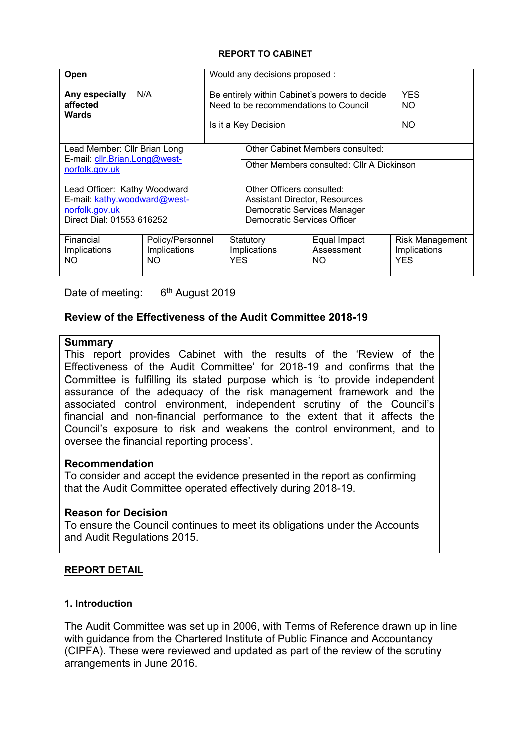**REPORT TO CABINET**

| **Open** | | Would any decisions proposed : | |
|---|---|---|---|
| **Any especially affected Wards** | N/A | Be entirely within Cabinet's powers to decide<br>Need to be recommendations to Council<br><br>Is it a Key Decision | YES<br>NO<br><br>NO |

| | |
|---|---|
| Lead Member: Cllr Brian Long<br>E-mail: cllr.Brian.Long@west-norfolk.gov.uk | Other Cabinet Members consulted:<br><br>Other Members consulted: Cllr A Dickinson |
| Lead Officer: Kathy Woodward<br>E-mail: kathy.woodward@west-norfolk.gov.uk<br>Direct Dial: 01553 616252 | Other Officers consulted:<br>Assistant Director, Resources<br>Democratic Services Manager<br>Democratic Services Officer |

| Financial Implications | Policy/Personnel Implications | Statutory Implications | Equal Impact Assessment | Risk Management Implications |
|---|---|---|---|---|
| NO | NO | YES | NO | YES |

Date of meeting: 6th August 2019

**Review of the Effectiveness of the Audit Committee 2018-19**

**Summary**

This report provides Cabinet with the results of the 'Review of the Effectiveness of the Audit Committee' for 2018-19 and confirms that the Committee is fulfilling its stated purpose which is 'to provide independent assurance of the adequacy of the risk management framework and the associated control environment, independent scrutiny of the Council's financial and non-financial performance to the extent that it affects the Council's exposure to risk and weakens the control environment, and to oversee the financial reporting process'.

**Recommendation**

To consider and accept the evidence presented in the report as confirming that the Audit Committee operated effectively during 2018-19.

**Reason for Decision**

To ensure the Council continues to meet its obligations under the Accounts and Audit Regulations 2015.

**REPORT DETAIL**

**1. Introduction**

The Audit Committee was set up in 2006, with Terms of Reference drawn up in line with guidance from the Chartered Institute of Public Finance and Accountancy (CIPFA). These were reviewed and updated as part of the review of the scrutiny arrangements in June 2016.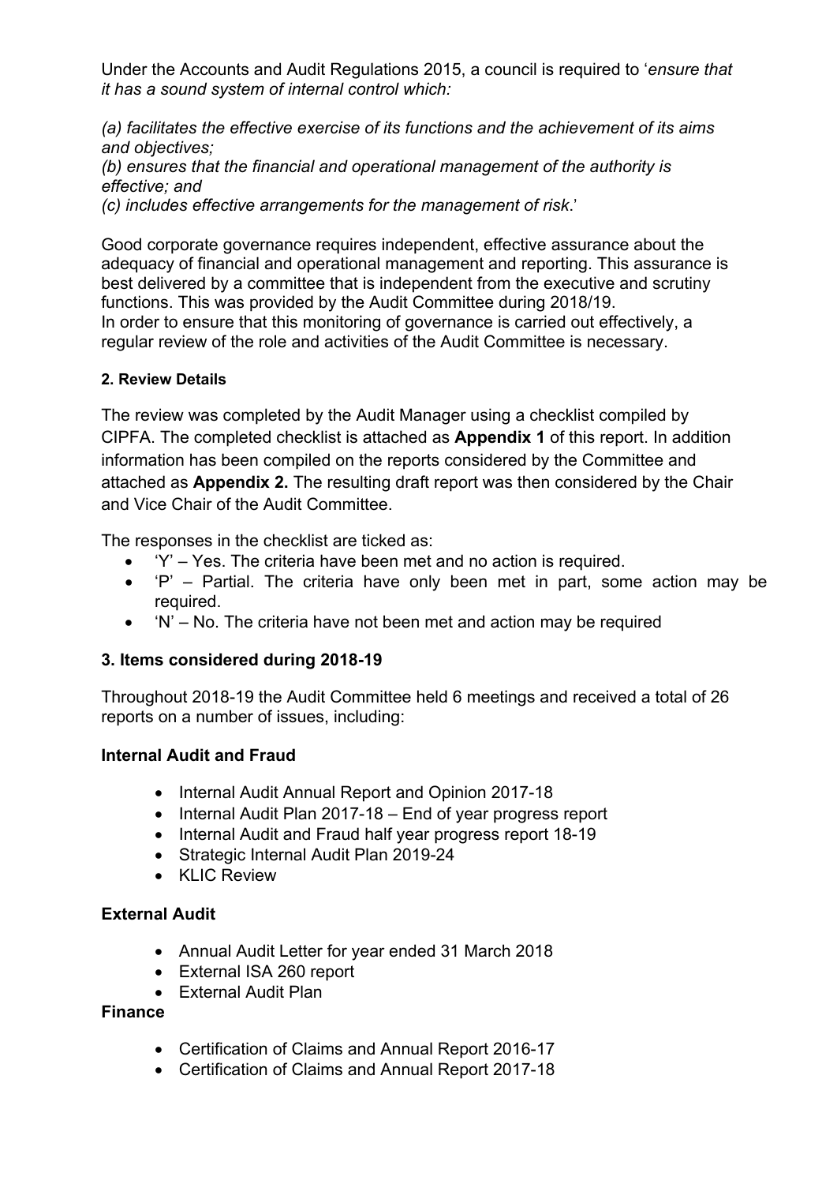Under the Accounts and Audit Regulations 2015, a council is required to '*ensure that it has a sound system of internal control which:*

*(a) facilitates the effective exercise of its functions and the achievement of its aims and objectives;*
*(b) ensures that the financial and operational management of the authority is effective; and*
*(c) includes effective arrangements for the management of risk*.'

Good corporate governance requires independent, effective assurance about the adequacy of financial and operational management and reporting. This assurance is best delivered by a committee that is independent from the executive and scrutiny functions. This was provided by the Audit Committee during 2018/19.
In order to ensure that this monitoring of governance is carried out effectively, a regular review of the role and activities of the Audit Committee is necessary.

#### 2. Review Details

The review was completed by the Audit Manager using a checklist compiled by CIPFA. The completed checklist is attached as **Appendix 1** of this report. In addition information has been compiled on the reports considered by the Committee and attached as **Appendix 2.** The resulting draft report was then considered by the Chair and Vice Chair of the Audit Committee.

The responses in the checklist are ticked as:

- 'Y' – Yes. The criteria have been met and no action is required.
- 'P' – Partial. The criteria have only been met in part, some action may be required.
- 'N' – No. The criteria have not been met and action may be required

### 3. Items considered during 2018-19

Throughout 2018-19 the Audit Committee held 6 meetings and received a total of 26 reports on a number of issues, including:

**Internal Audit and Fraud**

- Internal Audit Annual Report and Opinion 2017-18
- Internal Audit Plan 2017-18 – End of year progress report
- Internal Audit and Fraud half year progress report 18-19
- Strategic Internal Audit Plan 2019-24
- KLIC Review

**External Audit**

- Annual Audit Letter for year ended 31 March 2018
- External ISA 260 report
- External Audit Plan

**Finance**

- Certification of Claims and Annual Report 2016-17
- Certification of Claims and Annual Report 2017-18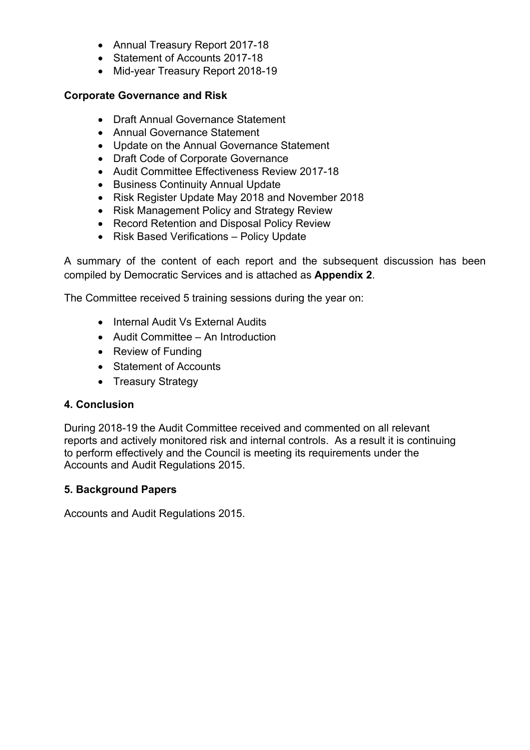- Annual Treasury Report 2017-18
- Statement of Accounts 2017-18
- Mid-year Treasury Report 2018-19

**Corporate Governance and Risk**

- Draft Annual Governance Statement
- Annual Governance Statement
- Update on the Annual Governance Statement
- Draft Code of Corporate Governance
- Audit Committee Effectiveness Review 2017-18
- Business Continuity Annual Update
- Risk Register Update May 2018 and November 2018
- Risk Management Policy and Strategy Review
- Record Retention and Disposal Policy Review
- Risk Based Verifications – Policy Update

A summary of the content of each report and the subsequent discussion has been compiled by Democratic Services and is attached as **Appendix 2**.

The Committee received 5 training sessions during the year on:

- Internal Audit Vs External Audits
- Audit Committee – An Introduction
- Review of Funding
- Statement of Accounts
- Treasury Strategy

**4. Conclusion**

During 2018-19 the Audit Committee received and commented on all relevant reports and actively monitored risk and internal controls. As a result it is continuing to perform effectively and the Council is meeting its requirements under the Accounts and Audit Regulations 2015.

**5. Background Papers**

Accounts and Audit Regulations 2015.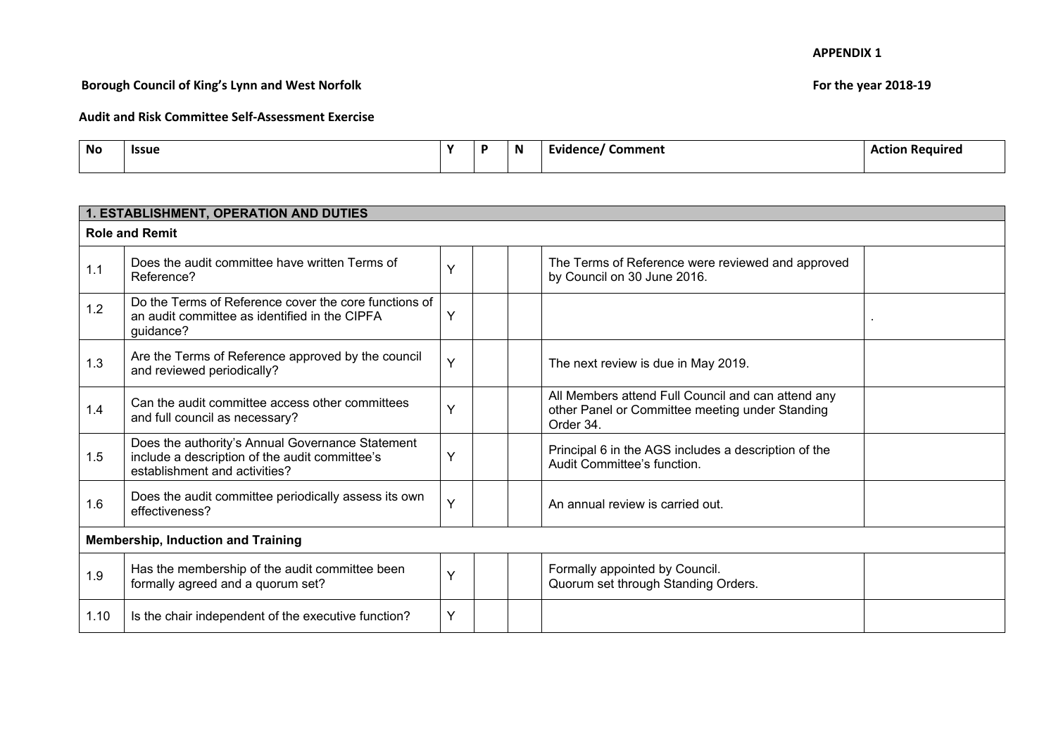**APPENDIX 1**

**Borough Council of King's Lynn and West Norfolk** **For the year 2018-19**

**Audit and Risk Committee Self-Assessment Exercise**

| No | Issue | Y | P | N | Evidence/ Comment | Action Required |
|---|---|---|---|---|---|---|
| **1. ESTABLISHMENT, OPERATION AND DUTIES** | | | | | | |
| **Role and Remit** | | | | | | |
| 1.1 | Does the audit committee have written Terms of Reference? | Y | | | The Terms of Reference were reviewed and approved by Council on 30 June 2016. | |
| 1.2 | Do the Terms of Reference cover the core functions of an audit committee as identified in the CIPFA guidance? | Y | | | | . |
| 1.3 | Are the Terms of Reference approved by the council and reviewed periodically? | Y | | | The next review is due in May 2019. | |
| 1.4 | Can the audit committee access other committees and full council as necessary? | Y | | | All Members attend Full Council and can attend any other Panel or Committee meeting under Standing Order 34. | |
| 1.5 | Does the authority's Annual Governance Statement include a description of the audit committee's establishment and activities? | Y | | | Principal 6 in the AGS includes a description of the Audit Committee's function. | |
| 1.6 | Does the audit committee periodically assess its own effectiveness? | Y | | | An annual review is carried out. | |
| **Membership, Induction and Training** | | | | | | |
| 1.9 | Has the membership of the audit committee been formally agreed and a quorum set? | Y | | | Formally appointed by Council.<br>Quorum set through Standing Orders. | |
| 1.10 | Is the chair independent of the executive function? | Y | | | | |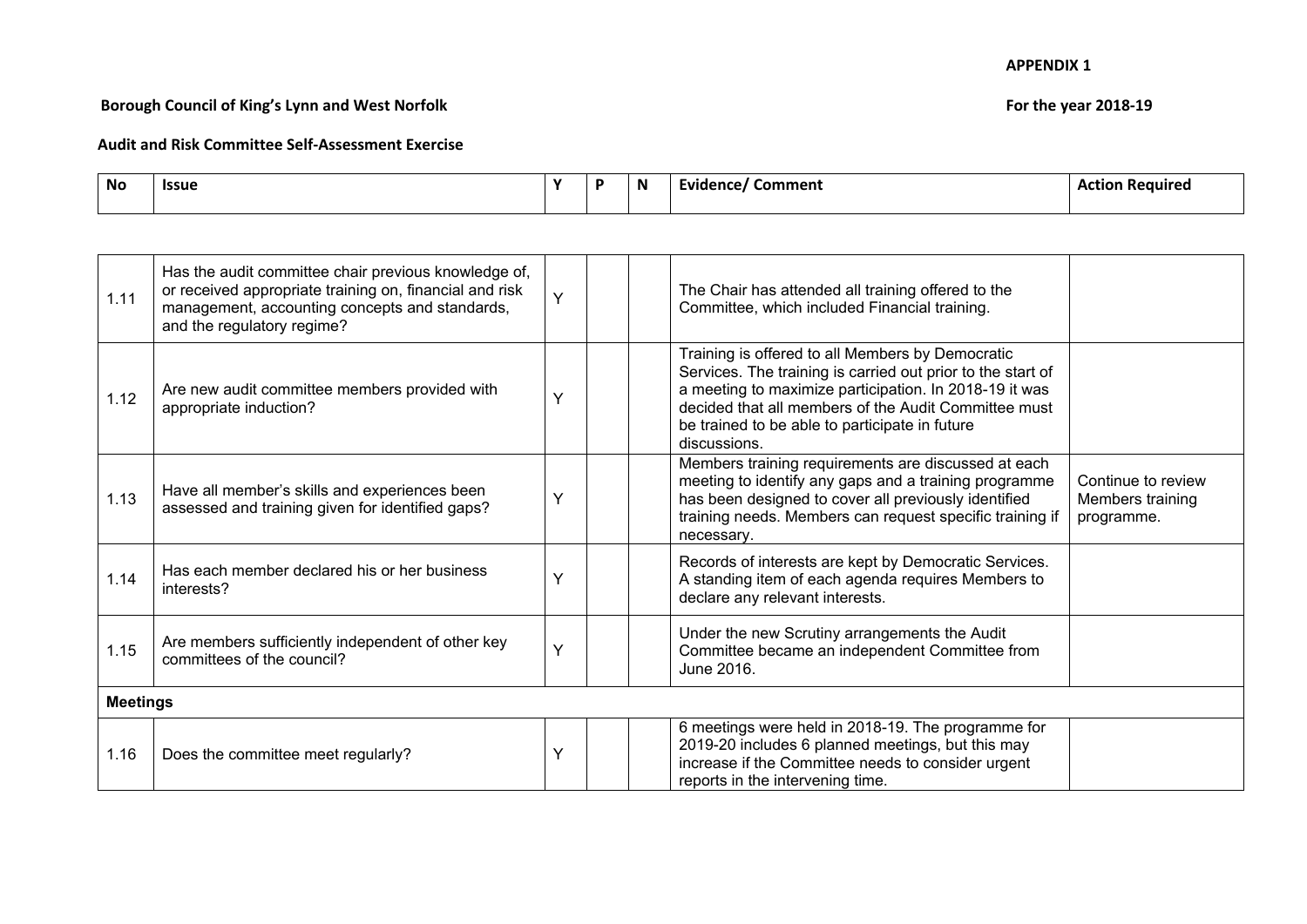**APPENDIX 1**

**Borough Council of King's Lynn and West Norfolk** **For the year 2018-19**

**Audit and Risk Committee Self-Assessment Exercise**

| No | Issue | Y | P | N | Evidence/ Comment | Action Required |
|---|---|---|---|---|---|---|
| 1.11 | Has the audit committee chair previous knowledge of, or received appropriate training on, financial and risk management, accounting concepts and standards, and the regulatory regime? | Y | | | The Chair has attended all training offered to the Committee, which included Financial training. | |
| 1.12 | Are new audit committee members provided with appropriate induction? | Y | | | Training is offered to all Members by Democratic Services. The training is carried out prior to the start of a meeting to maximize participation. In 2018-19 it was decided that all members of the Audit Committee must be trained to be able to participate in future discussions. | |
| 1.13 | Have all member's skills and experiences been assessed and training given for identified gaps? | Y | | | Members training requirements are discussed at each meeting to identify any gaps and a training programme has been designed to cover all previously identified training needs. Members can request specific training if necessary. | Continue to review Members training programme. |
| 1.14 | Has each member declared his or her business interests? | Y | | | Records of interests are kept by Democratic Services. A standing item of each agenda requires Members to declare any relevant interests. | |
| 1.15 | Are members sufficiently independent of other key committees of the council? | Y | | | Under the new Scrutiny arrangements the Audit Committee became an independent Committee from June 2016. | |
| **Meetings** | | | | | | |
| 1.16 | Does the committee meet regularly? | Y | | | 6 meetings were held in 2018-19. The programme for 2019-20 includes 6 planned meetings, but this may increase if the Committee needs to consider urgent reports in the intervening time. | |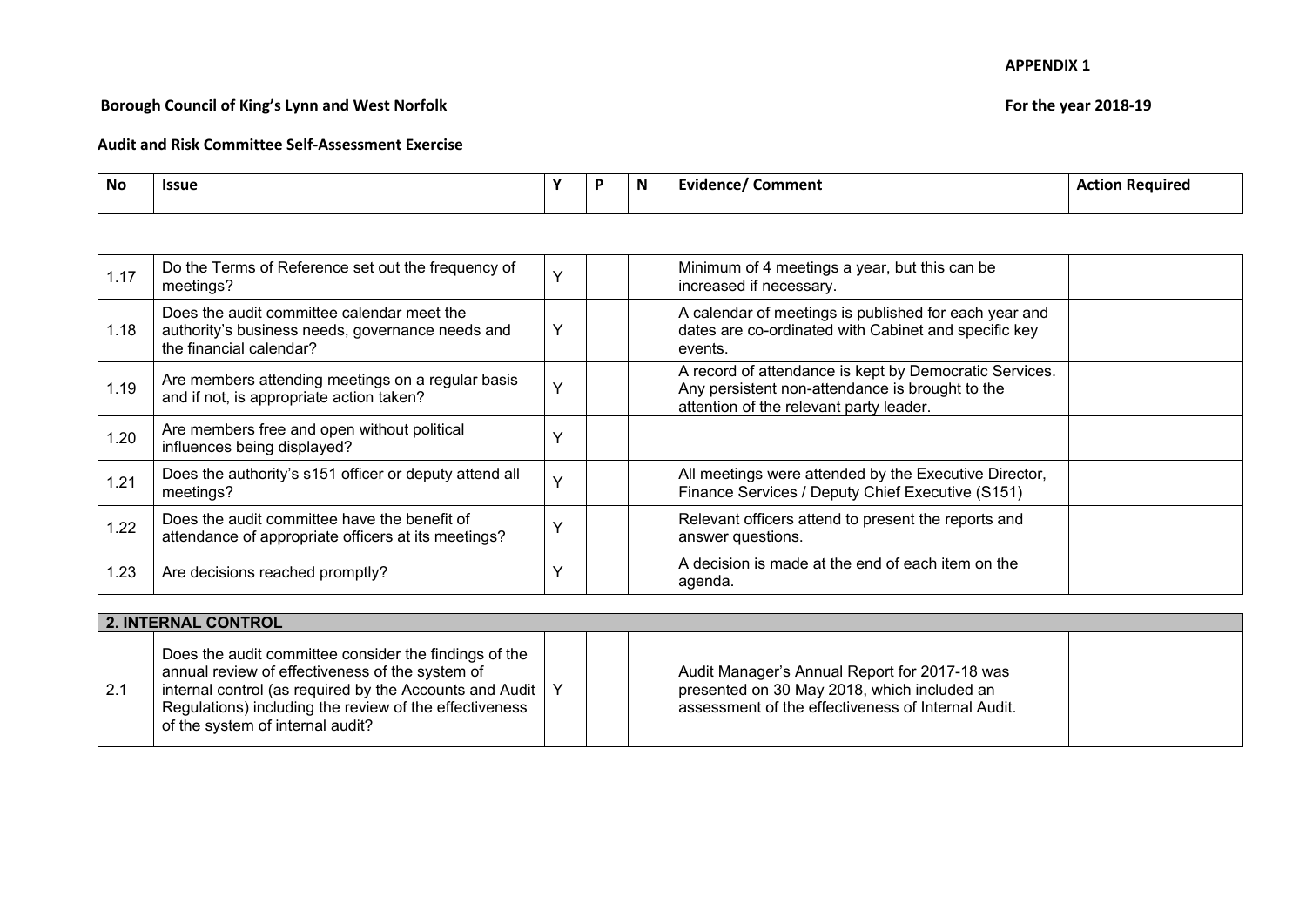**APPENDIX 1**

**Borough Council of King's Lynn and West Norfolk** **For the year 2018-19**

**Audit and Risk Committee Self-Assessment Exercise**

| No | Issue | Y | P | N | Evidence/ Comment | Action Required |
|---|---|---|---|---|---|---|
| 1.17 | Do the Terms of Reference set out the frequency of meetings? | Y | | | Minimum of 4 meetings a year, but this can be increased if necessary. | |
| 1.18 | Does the audit committee calendar meet the authority's business needs, governance needs and the financial calendar? | Y | | | A calendar of meetings is published for each year and dates are co-ordinated with Cabinet and specific key events. | |
| 1.19 | Are members attending meetings on a regular basis and if not, is appropriate action taken? | Y | | | A record of attendance is kept by Democratic Services. Any persistent non-attendance is brought to the attention of the relevant party leader. | |
| 1.20 | Are members free and open without political influences being displayed? | Y | | | | |
| 1.21 | Does the authority's s151 officer or deputy attend all meetings? | Y | | | All meetings were attended by the Executive Director, Finance Services / Deputy Chief Executive (S151) | |
| 1.22 | Does the audit committee have the benefit of attendance of appropriate officers at its meetings? | Y | | | Relevant officers attend to present the reports and answer questions. | |
| 1.23 | Are decisions reached promptly? | Y | | | A decision is made at the end of each item on the agenda. | |
| **2. INTERNAL CONTROL** | | | | | | |
| 2.1 | Does the audit committee consider the findings of the annual review of effectiveness of the system of internal control (as required by the Accounts and Audit Regulations) including the review of the effectiveness of the system of internal audit? | Y | | | Audit Manager's Annual Report for 2017-18 was presented on 30 May 2018, which included an assessment of the effectiveness of Internal Audit. | |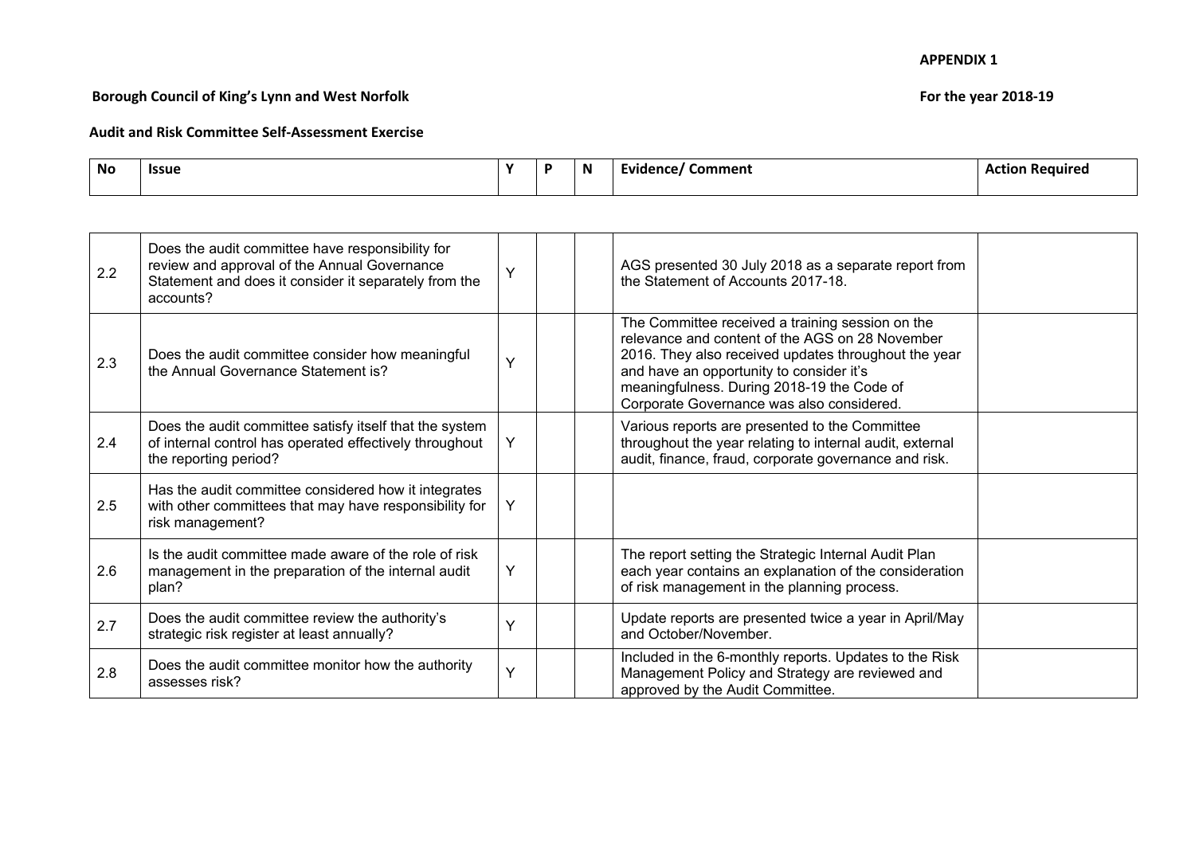**APPENDIX 1**

**Borough Council of King's Lynn and West Norfolk** **For the year 2018-19**

**Audit and Risk Committee Self-Assessment Exercise**

| No | Issue | Y | P | N | Evidence/ Comment | Action Required |
|---|---|---|---|---|---|---|
| 2.2 | Does the audit committee have responsibility for review and approval of the Annual Governance Statement and does it consider it separately from the accounts? | Y | | | AGS presented 30 July 2018 as a separate report from the Statement of Accounts 2017-18. | |
| 2.3 | Does the audit committee consider how meaningful the Annual Governance Statement is? | Y | | | The Committee received a training session on the relevance and content of the AGS on 28 November 2016. They also received updates throughout the year and have an opportunity to consider it's meaningfulness. During 2018-19 the Code of Corporate Governance was also considered. | |
| 2.4 | Does the audit committee satisfy itself that the system of internal control has operated effectively throughout the reporting period? | Y | | | Various reports are presented to the Committee throughout the year relating to internal audit, external audit, finance, fraud, corporate governance and risk. | |
| 2.5 | Has the audit committee considered how it integrates with other committees that may have responsibility for risk management? | Y | | | | |
| 2.6 | Is the audit committee made aware of the role of risk management in the preparation of the internal audit plan? | Y | | | The report setting the Strategic Internal Audit Plan each year contains an explanation of the consideration of risk management in the planning process. | |
| 2.7 | Does the audit committee review the authority's strategic risk register at least annually? | Y | | | Update reports are presented twice a year in April/May and October/November. | |
| 2.8 | Does the audit committee monitor how the authority assesses risk? | Y | | | Included in the 6-monthly reports. Updates to the Risk Management Policy and Strategy are reviewed and approved by the Audit Committee. | |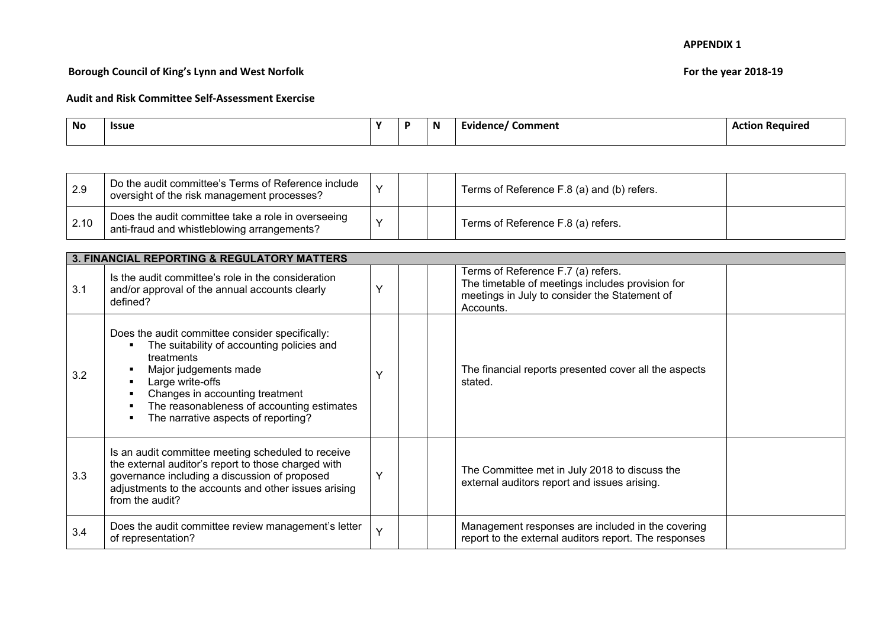**APPENDIX 1**

**Borough Council of King's Lynn and West Norfolk** **For the year 2018-19**

**Audit and Risk Committee Self-Assessment Exercise**

| No | Issue | Y | P | N | Evidence/ Comment | Action Required |
|---|---|---|---|---|---|---|
| 2.9 | Do the audit committee's Terms of Reference include oversight of the risk management processes? | Y | | | Terms of Reference F.8 (a) and (b) refers. | |
| 2.10 | Does the audit committee take a role in overseeing anti-fraud and whistleblowing arrangements? | Y | | | Terms of Reference F.8 (a) refers. | |
| **3. FINANCIAL REPORTING & REGULATORY MATTERS** | | | | | | |
| 3.1 | Is the audit committee's role in the consideration and/or approval of the annual accounts clearly defined? | Y | | | Terms of Reference F.7 (a) refers.<br>The timetable of meetings includes provision for meetings in July to consider the Statement of Accounts. | |
| 3.2 | Does the audit committee consider specifically:<br>▪ The suitability of accounting policies and treatments<br>▪ Major judgements made<br>▪ Large write-offs<br>▪ Changes in accounting treatment<br>▪ The reasonableness of accounting estimates<br>▪ The narrative aspects of reporting? | Y | | | The financial reports presented cover all the aspects stated. | |
| 3.3 | Is an audit committee meeting scheduled to receive the external auditor's report to those charged with governance including a discussion of proposed adjustments to the accounts and other issues arising from the audit? | Y | | | The Committee met in July 2018 to discuss the external auditors report and issues arising. | |
| 3.4 | Does the audit committee review management's letter of representation? | Y | | | Management responses are included in the covering report to the external auditors report. The responses | |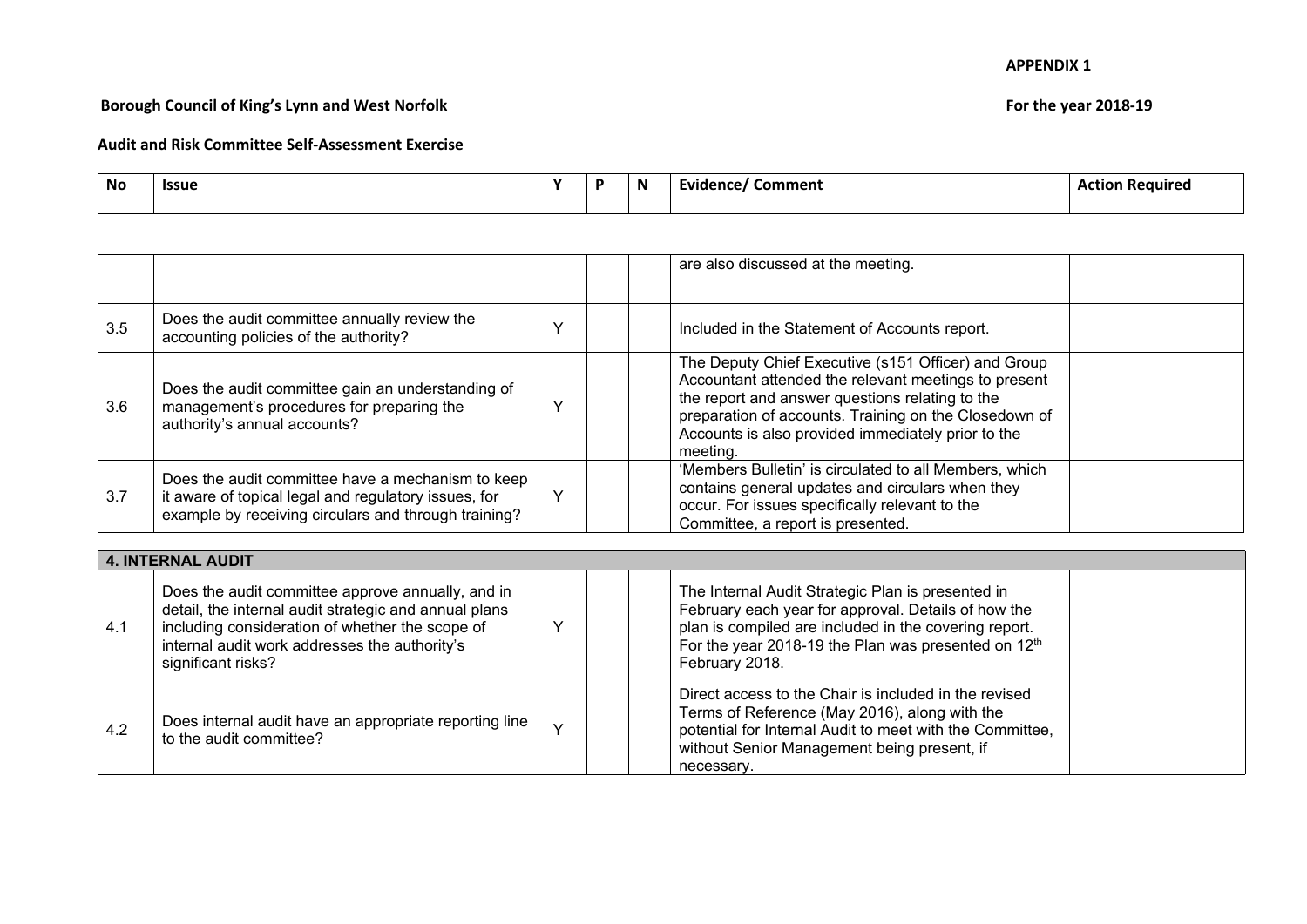**APPENDIX 1**

**Borough Council of King's Lynn and West Norfolk** **For the year 2018-19**

**Audit and Risk Committee Self-Assessment Exercise**

| No | Issue | Y | P | N | Evidence/ Comment | Action Required |
|---|---|---|---|---|---|---|
| | | | | | are also discussed at the meeting. | |
| 3.5 | Does the audit committee annually review the accounting policies of the authority? | Y | | | Included in the Statement of Accounts report. | |
| 3.6 | Does the audit committee gain an understanding of management's procedures for preparing the authority's annual accounts? | Y | | | The Deputy Chief Executive (s151 Officer) and Group Accountant attended the relevant meetings to present the report and answer questions relating to the preparation of accounts. Training on the Closedown of Accounts is also provided immediately prior to the meeting. | |
| 3.7 | Does the audit committee have a mechanism to keep it aware of topical legal and regulatory issues, for example by receiving circulars and through training? | Y | | | 'Members Bulletin' is circulated to all Members, which contains general updates and circulars when they occur. For issues specifically relevant to the Committee, a report is presented. | |
| **4. INTERNAL AUDIT** | | | | | | |
| 4.1 | Does the audit committee approve annually, and in detail, the internal audit strategic and annual plans including consideration of whether the scope of internal audit work addresses the authority's significant risks? | Y | | | The Internal Audit Strategic Plan is presented in February each year for approval. Details of how the plan is compiled are included in the covering report. For the year 2018-19 the Plan was presented on 12th February 2018. | |
| 4.2 | Does internal audit have an appropriate reporting line to the audit committee? | Y | | | Direct access to the Chair is included in the revised Terms of Reference (May 2016), along with the potential for Internal Audit to meet with the Committee, without Senior Management being present, if necessary. | |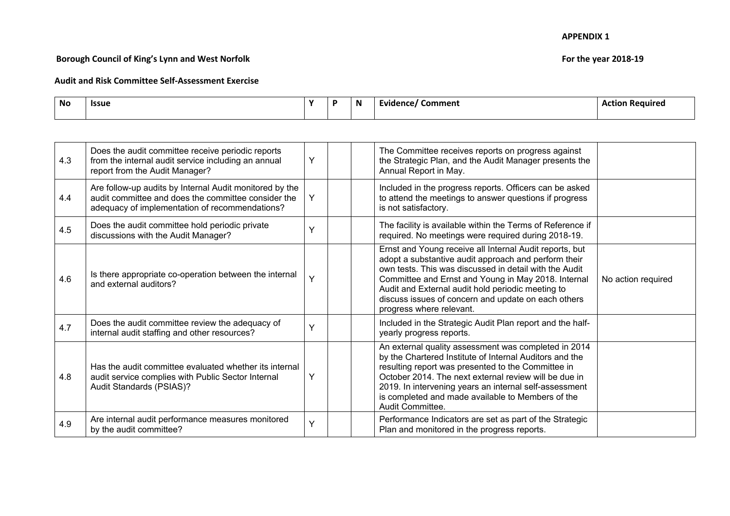**APPENDIX 1**

**Borough Council of King's Lynn and West Norfolk** **For the year 2018-19**

**Audit and Risk Committee Self-Assessment Exercise**

| No | Issue | Y | P | N | Evidence/ Comment | Action Required |
|---|---|---|---|---|---|---|
| 4.3 | Does the audit committee receive periodic reports from the internal audit service including an annual report from the Audit Manager? | Y | | | The Committee receives reports on progress against the Strategic Plan, and the Audit Manager presents the Annual Report in May. | |
| 4.4 | Are follow-up audits by Internal Audit monitored by the audit committee and does the committee consider the adequacy of implementation of recommendations? | Y | | | Included in the progress reports. Officers can be asked to attend the meetings to answer questions if progress is not satisfactory. | |
| 4.5 | Does the audit committee hold periodic private discussions with the Audit Manager? | Y | | | The facility is available within the Terms of Reference if required. No meetings were required during 2018-19. | |
| 4.6 | Is there appropriate co-operation between the internal and external auditors? | Y | | | Ernst and Young receive all Internal Audit reports, but adopt a substantive audit approach and perform their own tests. This was discussed in detail with the Audit Committee and Ernst and Young in May 2018. Internal Audit and External audit hold periodic meeting to discuss issues of concern and update on each others progress where relevant. | No action required |
| 4.7 | Does the audit committee review the adequacy of internal audit staffing and other resources? | Y | | | Included in the Strategic Audit Plan report and the half-yearly progress reports. | |
| 4.8 | Has the audit committee evaluated whether its internal audit service complies with Public Sector Internal Audit Standards (PSIAS)? | Y | | | An external quality assessment was completed in 2014 by the Chartered Institute of Internal Auditors and the resulting report was presented to the Committee in October 2014. The next external review will be due in 2019. In intervening years an internal self-assessment is completed and made available to Members of the Audit Committee. | |
| 4.9 | Are internal audit performance measures monitored by the audit committee? | Y | | | Performance Indicators are set as part of the Strategic Plan and monitored in the progress reports. | |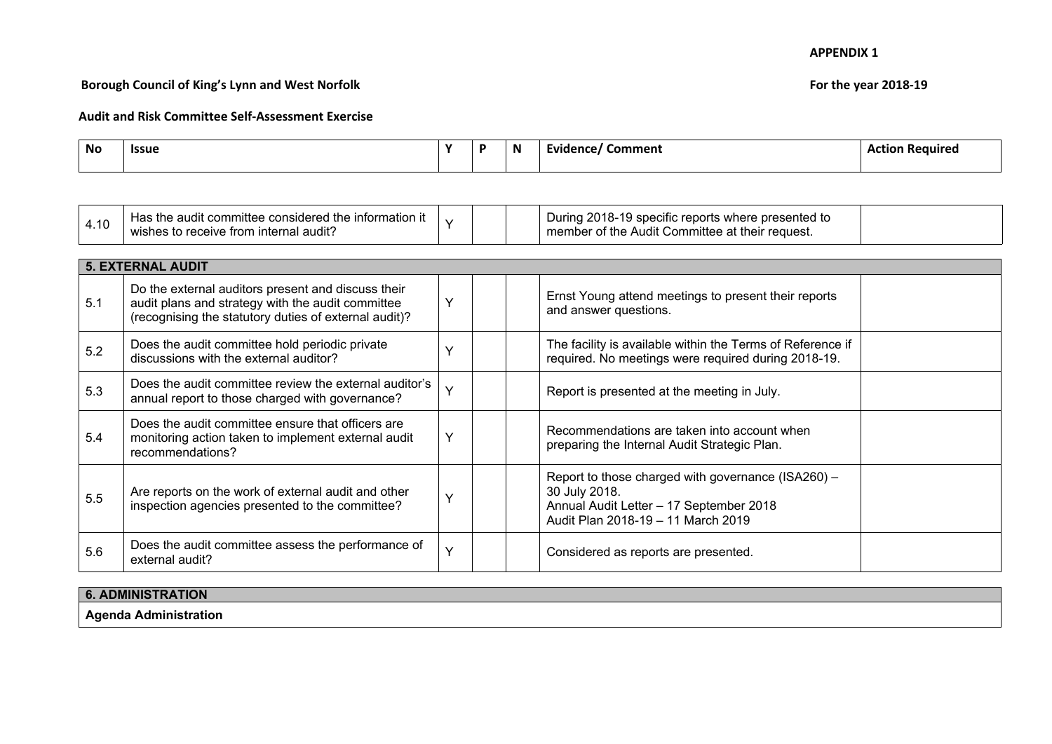**APPENDIX 1**

**Borough Council of King's Lynn and West Norfolk** **For the year 2018-19**

**Audit and Risk Committee Self-Assessment Exercise**

| No | Issue | Y | P | N | Evidence/ Comment | Action Required |
|---|---|---|---|---|---|---|
| 4.10 | Has the audit committee considered the information it wishes to receive from internal audit? | Y | | | During 2018-19 specific reports where presented to member of the Audit Committee at their request. | |
| **5. EXTERNAL AUDIT** | | | | | | |
| 5.1 | Do the external auditors present and discuss their audit plans and strategy with the audit committee (recognising the statutory duties of external audit)? | Y | | | Ernst Young attend meetings to present their reports and answer questions. | |
| 5.2 | Does the audit committee hold periodic private discussions with the external auditor? | Y | | | The facility is available within the Terms of Reference if required. No meetings were required during 2018-19. | |
| 5.3 | Does the audit committee review the external auditor's annual report to those charged with governance? | Y | | | Report is presented at the meeting in July. | |
| 5.4 | Does the audit committee ensure that officers are monitoring action taken to implement external audit recommendations? | Y | | | Recommendations are taken into account when preparing the Internal Audit Strategic Plan. | |
| 5.5 | Are reports on the work of external audit and other inspection agencies presented to the committee? | Y | | | Report to those charged with governance (ISA260) – 30 July 2018.<br>Annual Audit Letter – 17 September 2018<br>Audit Plan 2018-19 – 11 March 2019 | |
| 5.6 | Does the audit committee assess the performance of external audit? | Y | | | Considered as reports are presented. | |
| **6. ADMINISTRATION** | | | | | | |
| **Agenda Administration** | | | | | | |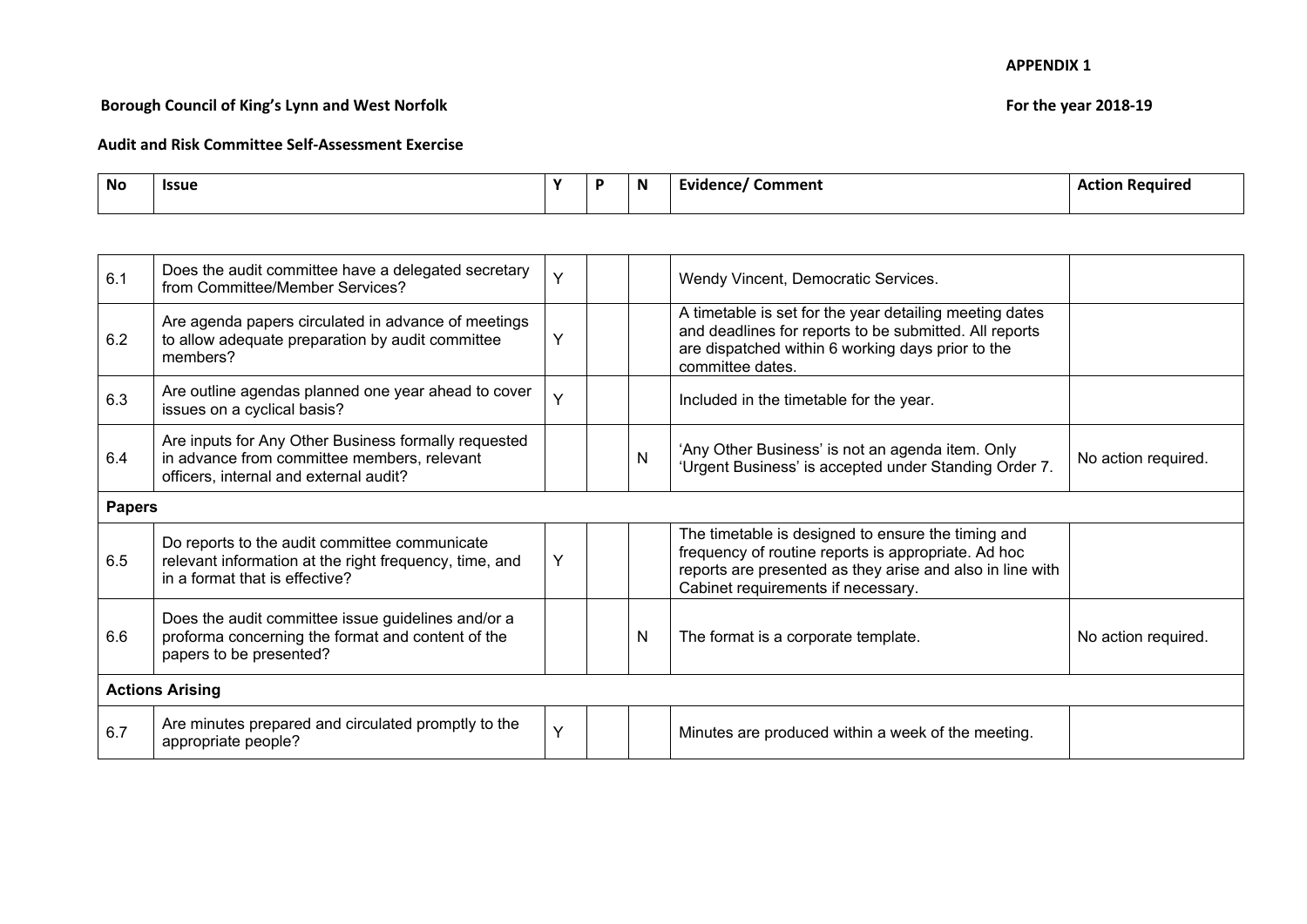**APPENDIX 1**

**Borough Council of King's Lynn and West Norfolk** **For the year 2018-19**

**Audit and Risk Committee Self-Assessment Exercise**

| No | Issue | Y | P | N | Evidence/ Comment | Action Required |
|---|---|---|---|---|---|---|
| 6.1 | Does the audit committee have a delegated secretary from Committee/Member Services? | Y | | | Wendy Vincent, Democratic Services. | |
| 6.2 | Are agenda papers circulated in advance of meetings to allow adequate preparation by audit committee members? | Y | | | A timetable is set for the year detailing meeting dates and deadlines for reports to be submitted. All reports are dispatched within 6 working days prior to the committee dates. | |
| 6.3 | Are outline agendas planned one year ahead to cover issues on a cyclical basis? | Y | | | Included in the timetable for the year. | |
| 6.4 | Are inputs for Any Other Business formally requested in advance from committee members, relevant officers, internal and external audit? | | | N | 'Any Other Business' is not an agenda item. Only 'Urgent Business' is accepted under Standing Order 7. | No action required. |
| **Papers** | | | | | | |
| 6.5 | Do reports to the audit committee communicate relevant information at the right frequency, time, and in a format that is effective? | Y | | | The timetable is designed to ensure the timing and frequency of routine reports is appropriate. Ad hoc reports are presented as they arise and also in line with Cabinet requirements if necessary. | |
| 6.6 | Does the audit committee issue guidelines and/or a proforma concerning the format and content of the papers to be presented? | | | N | The format is a corporate template. | No action required. |
| **Actions Arising** | | | | | | |
| 6.7 | Are minutes prepared and circulated promptly to the appropriate people? | Y | | | Minutes are produced within a week of the meeting. | |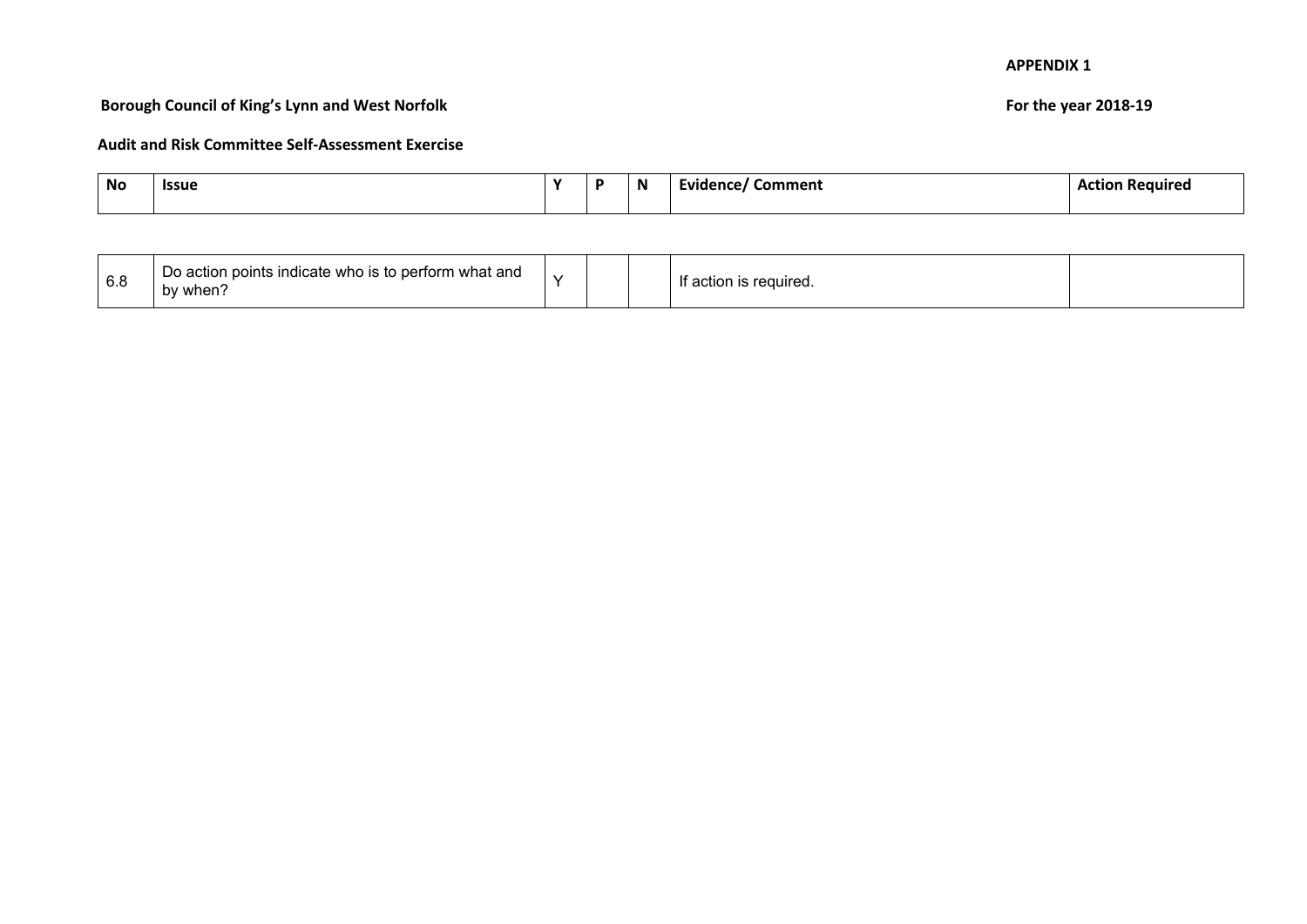**APPENDIX 1**

**Borough Council of King's Lynn and West Norfolk**

**For the year 2018-19**

**Audit and Risk Committee Self-Assessment Exercise**

| No | Issue | Y | P | N | Evidence/ Comment | Action Required |
|---|---|---|---|---|---|---|
| 6.8 | Do action points indicate who is to perform what and by when? | Y | | | If action is required. | |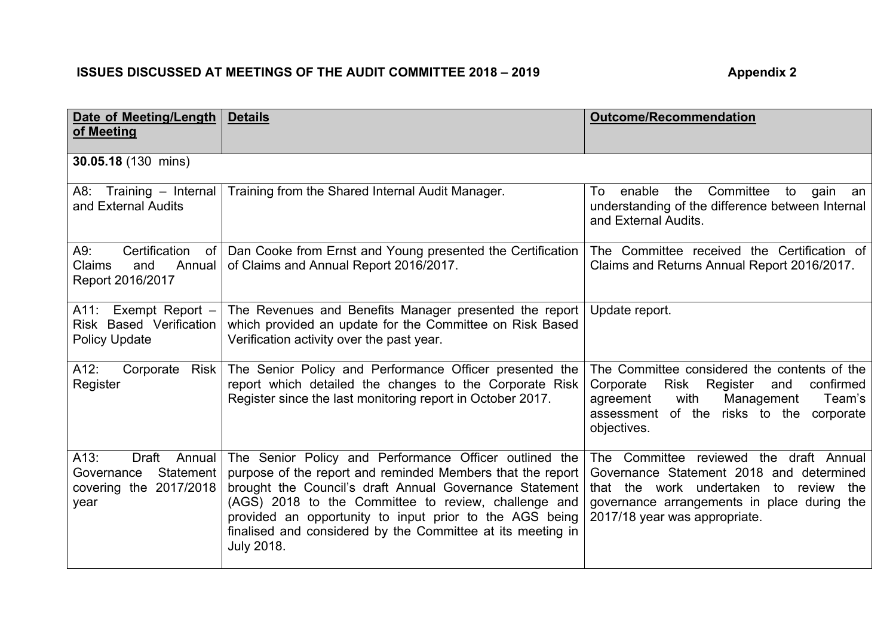**ISSUES DISCUSSED AT MEETINGS OF THE AUDIT COMMITTEE 2018 – 2019** **Appendix 2**

| Date of Meeting/Length of Meeting | Details | Outcome/Recommendation |
|---|---|---|
| **30.05.18** (130 mins) | | |
| A8: Training – Internal and External Audits | Training from the Shared Internal Audit Manager. | To enable the Committee to gain an understanding of the difference between Internal and External Audits. |
| A9: Certification of Claims and Annual Report 2016/2017 | Dan Cooke from Ernst and Young presented the Certification of Claims and Annual Report 2016/2017. | The Committee received the Certification of Claims and Returns Annual Report 2016/2017. |
| A11: Exempt Report – Risk Based Verification Policy Update | The Revenues and Benefits Manager presented the report which provided an update for the Committee on Risk Based Verification activity over the past year. | Update report. |
| A12: Corporate Risk Register | The Senior Policy and Performance Officer presented the report which detailed the changes to the Corporate Risk Register since the last monitoring report in October 2017. | The Committee considered the contents of the Corporate Risk Register and confirmed agreement with Management Team's assessment of the risks to the corporate objectives. |
| A13: Draft Annual Governance Statement covering the 2017/2018 year | The Senior Policy and Performance Officer outlined the purpose of the report and reminded Members that the report brought the Council's draft Annual Governance Statement (AGS) 2018 to the Committee to review, challenge and provided an opportunity to input prior to the AGS being finalised and considered by the Committee at its meeting in July 2018. | The Committee reviewed the draft Annual Governance Statement 2018 and determined that the work undertaken to review the governance arrangements in place during the 2017/18 year was appropriate. |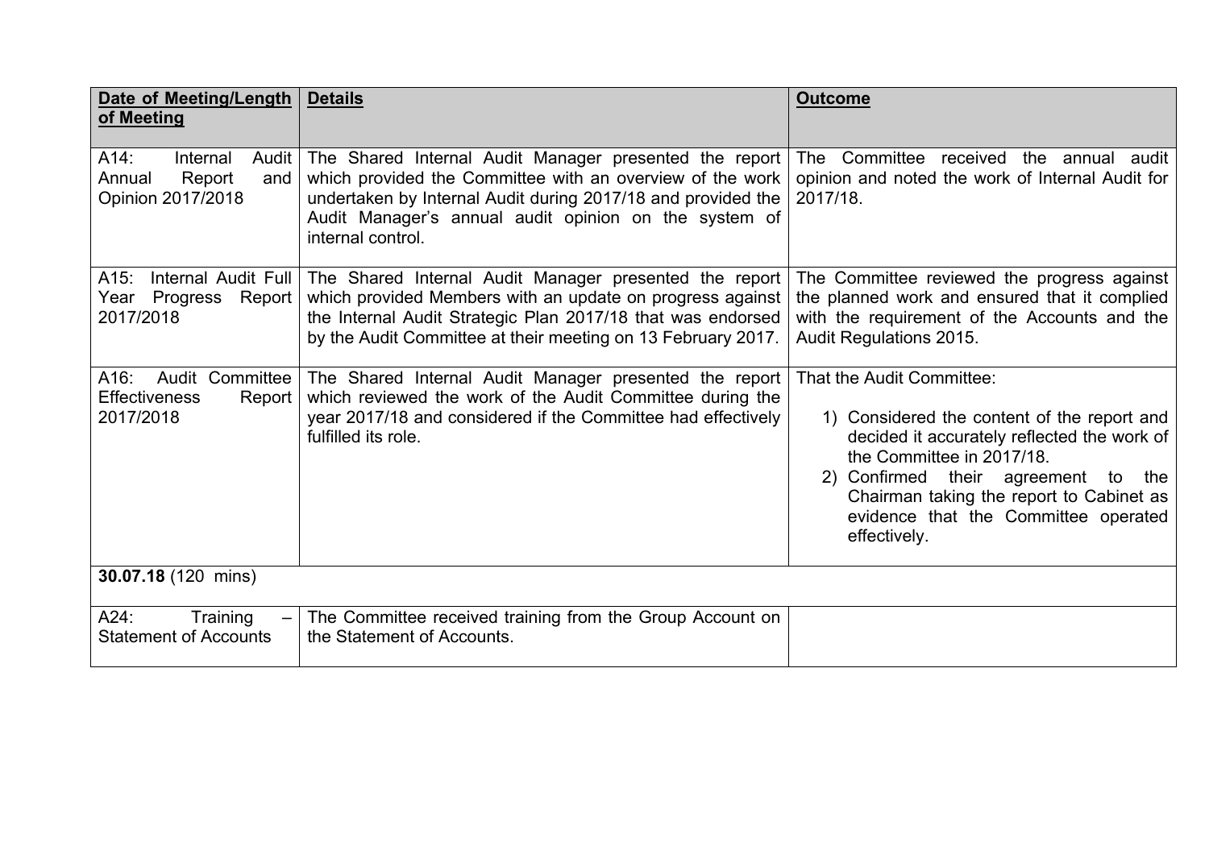| Date of Meeting/Length of Meeting | Details | Outcome |
|---|---|---|
| A14: Internal Audit Annual Report and Opinion 2017/2018 | The Shared Internal Audit Manager presented the report which provided the Committee with an overview of the work undertaken by Internal Audit during 2017/18 and provided the Audit Manager's annual audit opinion on the system of internal control. | The Committee received the annual audit opinion and noted the work of Internal Audit for 2017/18. |
| A15: Internal Audit Full Year Progress Report 2017/2018 | The Shared Internal Audit Manager presented the report which provided Members with an update on progress against the Internal Audit Strategic Plan 2017/18 that was endorsed by the Audit Committee at their meeting on 13 February 2017. | The Committee reviewed the progress against the planned work and ensured that it complied with the requirement of the Accounts and the Audit Regulations 2015. |
| A16: Audit Committee Effectiveness Report 2017/2018 | The Shared Internal Audit Manager presented the report which reviewed the work of the Audit Committee during the year 2017/18 and considered if the Committee had effectively fulfilled its role. | That the Audit Committee:<br><br>1) Considered the content of the report and decided it accurately reflected the work of the Committee in 2017/18.<br>2) Confirmed their agreement to the Chairman taking the report to Cabinet as evidence that the Committee operated effectively. |
| **30.07.18** (120 mins) | | |
| A24: Training – Statement of Accounts | The Committee received training from the Group Account on the Statement of Accounts. | |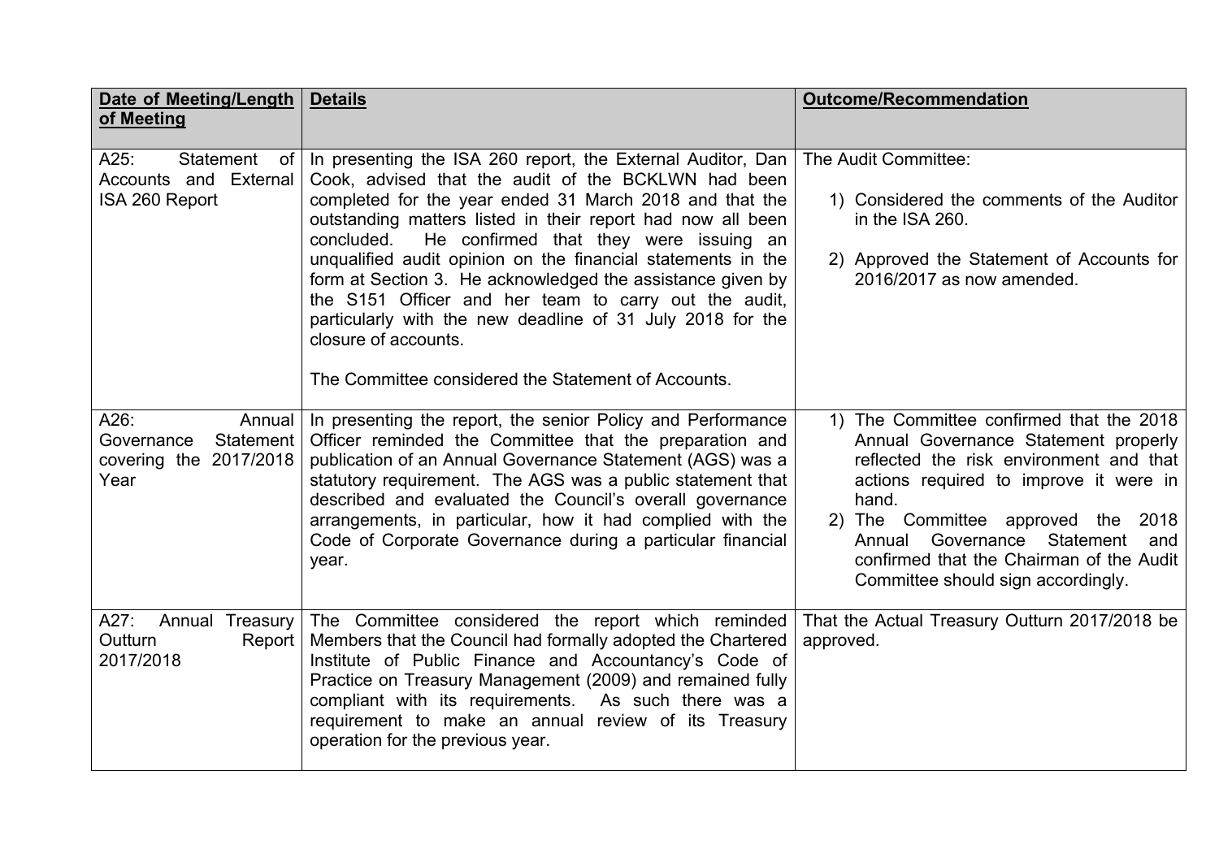| **Date of Meeting/Length of Meeting** | **Details** | **Outcome/Recommendation** |
|---|---|---|
| A25: Statement of Accounts and External ISA 260 Report | In presenting the ISA 260 report, the External Auditor, Dan Cook, advised that the audit of the BCKLWN had been completed for the year ended 31 March 2018 and that the outstanding matters listed in their report had now all been concluded. He confirmed that they were issuing an unqualified audit opinion on the financial statements in the form at Section 3. He acknowledged the assistance given by the S151 Officer and her team to carry out the audit, particularly with the new deadline of 31 July 2018 for the closure of accounts.<br><br>The Committee considered the Statement of Accounts. | The Audit Committee:<br><br>1) Considered the comments of the Auditor in the ISA 260.<br><br>2) Approved the Statement of Accounts for 2016/2017 as now amended. |
| A26: Annual Governance Statement covering the 2017/2018 Year | In presenting the report, the senior Policy and Performance Officer reminded the Committee that the preparation and publication of an Annual Governance Statement (AGS) was a statutory requirement. The AGS was a public statement that described and evaluated the Council's overall governance arrangements, in particular, how it had complied with the Code of Corporate Governance during a particular financial year. | 1) The Committee confirmed that the 2018 Annual Governance Statement properly reflected the risk environment and that actions required to improve it were in hand.<br>2) The Committee approved the 2018 Annual Governance Statement and confirmed that the Chairman of the Audit Committee should sign accordingly. |
| A27: Annual Treasury Outturn Report 2017/2018 | The Committee considered the report which reminded Members that the Council had formally adopted the Chartered Institute of Public Finance and Accountancy's Code of Practice on Treasury Management (2009) and remained fully compliant with its requirements. As such there was a requirement to make an annual review of its Treasury operation for the previous year. | That the Actual Treasury Outturn 2017/2018 be approved. |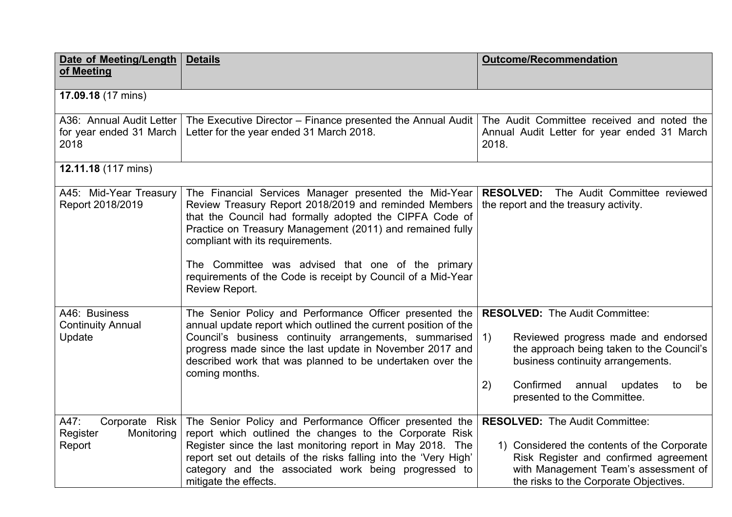| **Date of Meeting/Length of Meeting** | **Details** | **Outcome/Recommendation** |
|---|---|---|
| **17.09.18** (17 mins) | | |
| A36: Annual Audit Letter for year ended 31 March 2018 | The Executive Director – Finance presented the Annual Audit Letter for the year ended 31 March 2018. | The Audit Committee received and noted the Annual Audit Letter for year ended 31 March 2018. |
| **12.11.18** (117 mins) | | |
| A45: Mid-Year Treasury Report 2018/2019 | The Financial Services Manager presented the Mid-Year Review Treasury Report 2018/2019 and reminded Members that the Council had formally adopted the CIPFA Code of Practice on Treasury Management (2011) and remained fully compliant with its requirements.<br><br>The Committee was advised that one of the primary requirements of the Code is receipt by Council of a Mid-Year Review Report. | **RESOLVED:** The Audit Committee reviewed the report and the treasury activity. |
| A46: Business Continuity Annual Update | The Senior Policy and Performance Officer presented the annual update report which outlined the current position of the Council's business continuity arrangements, summarised progress made since the last update in November 2017 and described work that was planned to be undertaken over the coming months. | **RESOLVED:** The Audit Committee:<br><br>1) Reviewed progress made and endorsed the approach being taken to the Council's business continuity arrangements.<br><br>2) Confirmed annual updates to be presented to the Committee. |
| A47: Corporate Risk Register Monitoring Report | The Senior Policy and Performance Officer presented the report which outlined the changes to the Corporate Risk Register since the last monitoring report in May 2018. The report set out details of the risks falling into the 'Very High' category and the associated work being progressed to mitigate the effects. | **RESOLVED:** The Audit Committee:<br><br>1) Considered the contents of the Corporate Risk Register and confirmed agreement with Management Team's assessment of the risks to the Corporate Objectives. |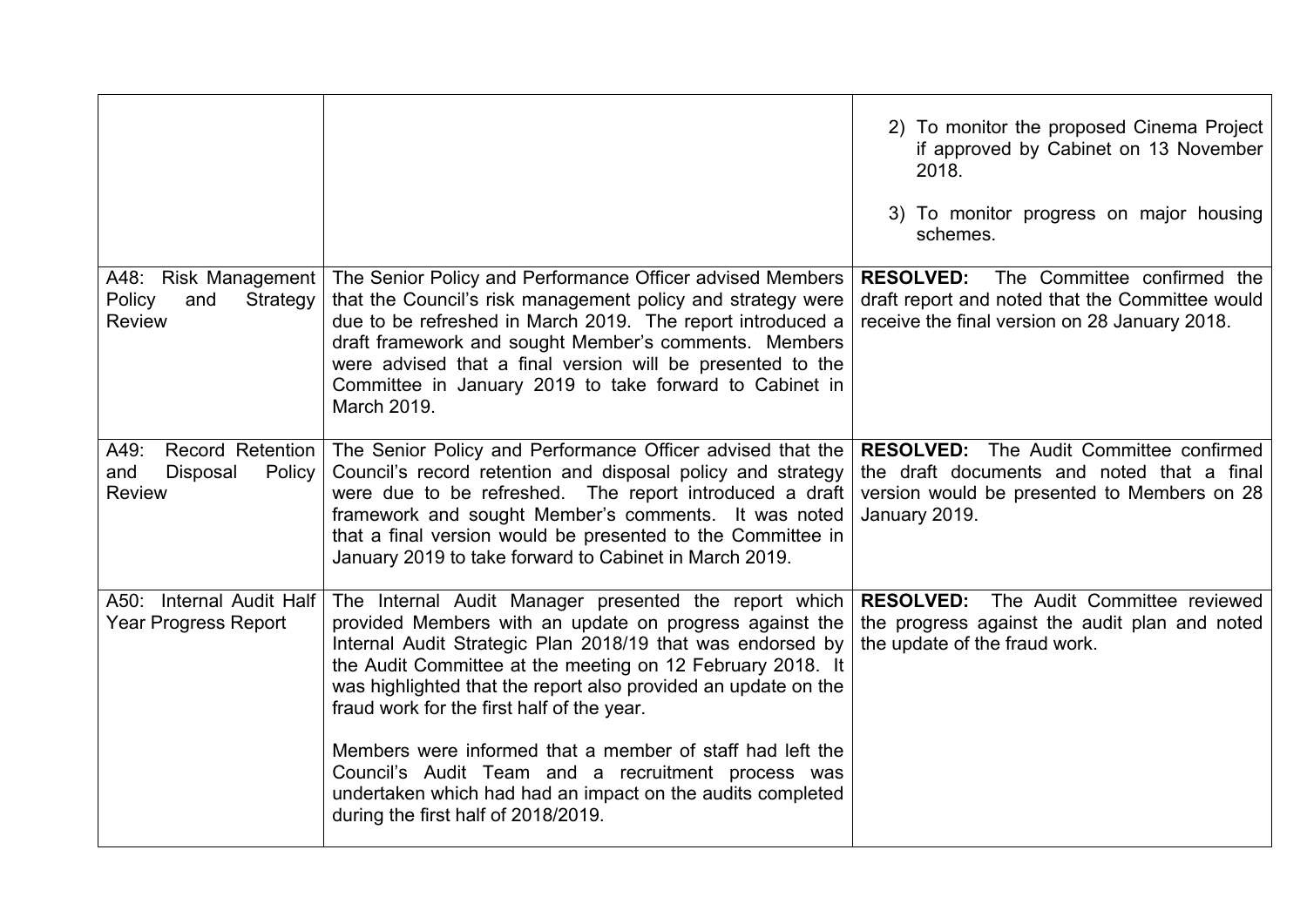| | | |
|---|---|---|
| | | 2) To monitor the proposed Cinema Project if approved by Cabinet on 13 November 2018.<br><br>3) To monitor progress on major housing schemes. |
| A48: Risk Management Policy and Strategy Review | The Senior Policy and Performance Officer advised Members that the Council's risk management policy and strategy were due to be refreshed in March 2019. The report introduced a draft framework and sought Member's comments. Members were advised that a final version will be presented to the Committee in January 2019 to take forward to Cabinet in March 2019. | **RESOLVED:** The Committee confirmed the draft report and noted that the Committee would receive the final version on 28 January 2018. |
| A49: Record Retention and Disposal Policy Review | The Senior Policy and Performance Officer advised that the Council's record retention and disposal policy and strategy were due to be refreshed. The report introduced a draft framework and sought Member's comments. It was noted that a final version would be presented to the Committee in January 2019 to take forward to Cabinet in March 2019. | **RESOLVED:** The Audit Committee confirmed the draft documents and noted that a final version would be presented to Members on 28 January 2019. |
| A50: Internal Audit Half Year Progress Report | The Internal Audit Manager presented the report which provided Members with an update on progress against the Internal Audit Strategic Plan 2018/19 that was endorsed by the Audit Committee at the meeting on 12 February 2018. It was highlighted that the report also provided an update on the fraud work for the first half of the year.<br><br>Members were informed that a member of staff had left the Council's Audit Team and a recruitment process was undertaken which had had an impact on the audits completed during the first half of 2018/2019. | **RESOLVED:** The Audit Committee reviewed the progress against the audit plan and noted the update of the fraud work. |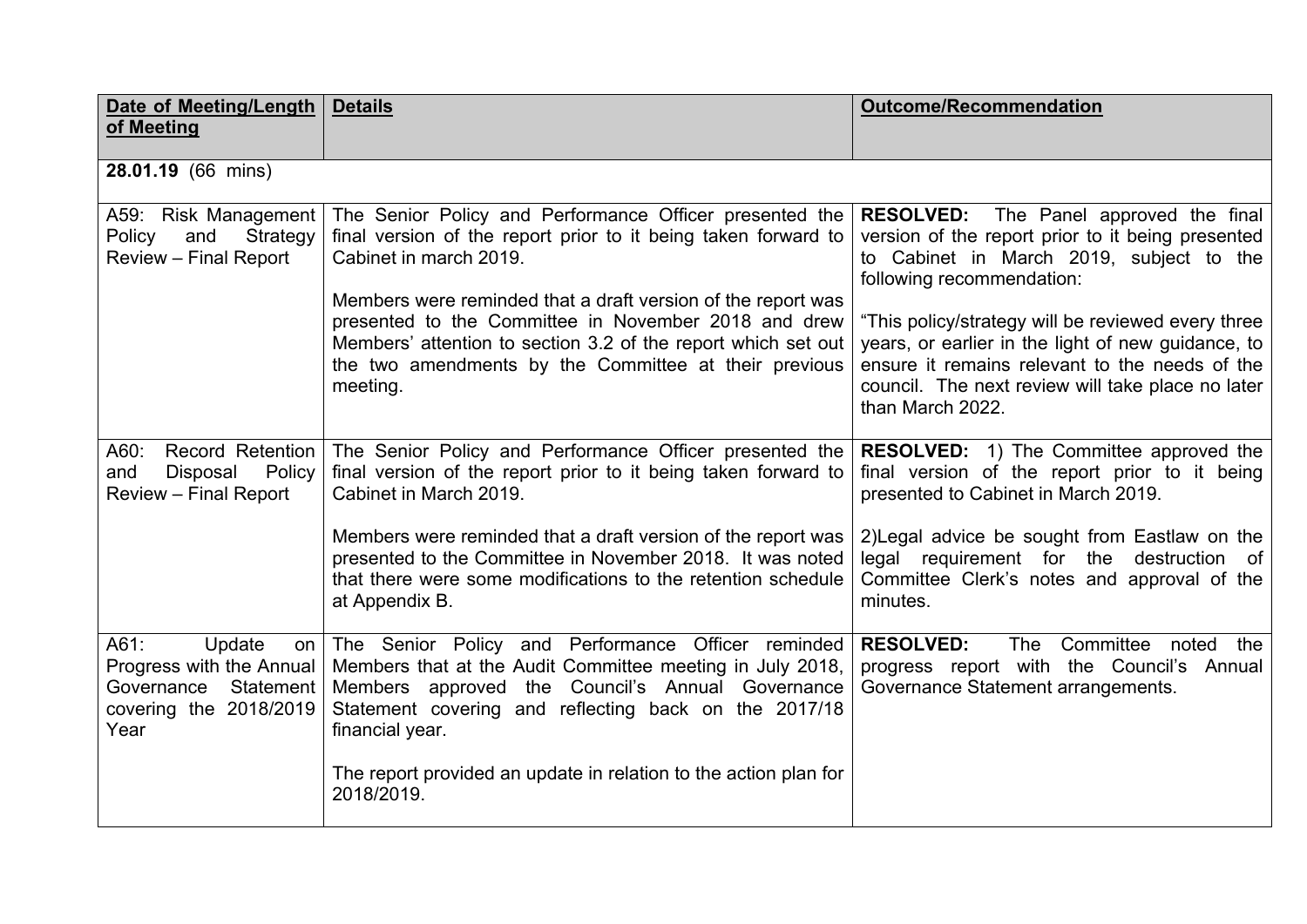| Date of Meeting/Length of Meeting | Details | Outcome/Recommendation |
|---|---|---|
| **28.01.19** (66 mins) | | |
| A59: Risk Management Policy and Strategy Review – Final Report | The Senior Policy and Performance Officer presented the final version of the report prior to it being taken forward to Cabinet in march 2019.<br><br>Members were reminded that a draft version of the report was presented to the Committee in November 2018 and drew Members' attention to section 3.2 of the report which set out the two amendments by the Committee at their previous meeting. | **RESOLVED:** The Panel approved the final version of the report prior to it being presented to Cabinet in March 2019, subject to the following recommendation:<br><br>"This policy/strategy will be reviewed every three years, or earlier in the light of new guidance, to ensure it remains relevant to the needs of the council. The next review will take place no later than March 2022. |
| A60: Record Retention and Disposal Policy Review – Final Report | The Senior Policy and Performance Officer presented the final version of the report prior to it being taken forward to Cabinet in March 2019.<br><br>Members were reminded that a draft version of the report was presented to the Committee in November 2018. It was noted that there were some modifications to the retention schedule at Appendix B. | **RESOLVED:** 1) The Committee approved the final version of the report prior to it being presented to Cabinet in March 2019.<br><br>2)Legal advice be sought from Eastlaw on the legal requirement for the destruction of Committee Clerk's notes and approval of the minutes. |
| A61: Update on Progress with the Annual Governance Statement covering the 2018/2019 Year | The Senior Policy and Performance Officer reminded Members that at the Audit Committee meeting in July 2018, Members approved the Council's Annual Governance Statement covering and reflecting back on the 2017/18 financial year.<br><br>The report provided an update in relation to the action plan for 2018/2019. | **RESOLVED:** The Committee noted the progress report with the Council's Annual Governance Statement arrangements. |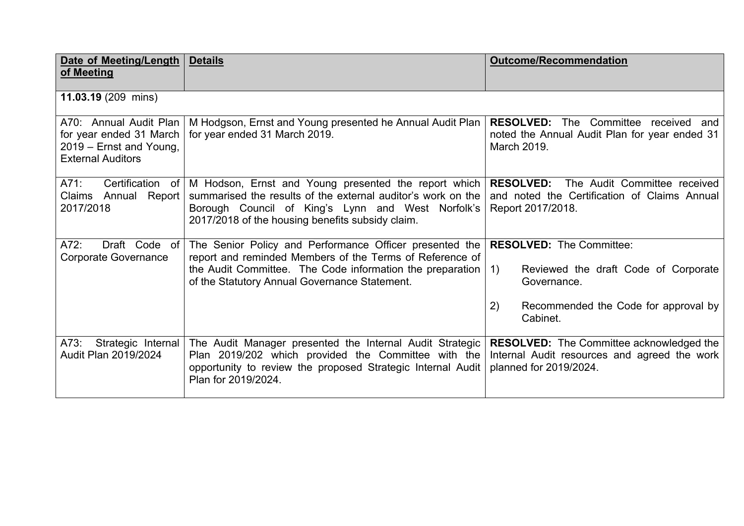| **Date of Meeting/Length of Meeting** | **Details** | **Outcome/Recommendation** |
|---|---|---|
| **11.03.19** (209 mins) | | |
| A70: Annual Audit Plan for year ended 31 March 2019 – Ernst and Young, External Auditors | M Hodgson, Ernst and Young presented he Annual Audit Plan for year ended 31 March 2019. | **RESOLVED:** The Committee received and noted the Annual Audit Plan for year ended 31 March 2019. |
| A71: Certification of Claims Annual Report 2017/2018 | M Hodson, Ernst and Young presented the report which summarised the results of the external auditor's work on the Borough Council of King's Lynn and West Norfolk's 2017/2018 of the housing benefits subsidy claim. | **RESOLVED:** The Audit Committee received and noted the Certification of Claims Annual Report 2017/2018. |
| A72: Draft Code of Corporate Governance | The Senior Policy and Performance Officer presented the report and reminded Members of the Terms of Reference of the Audit Committee. The Code information the preparation of the Statutory Annual Governance Statement. | **RESOLVED:** The Committee:<br><br>1) Reviewed the draft Code of Corporate Governance.<br><br>2) Recommended the Code for approval by Cabinet. |
| A73: Strategic Internal Audit Plan 2019/2024 | The Audit Manager presented the Internal Audit Strategic Plan 2019/202 which provided the Committee with the opportunity to review the proposed Strategic Internal Audit Plan for 2019/2024. | **RESOLVED:** The Committee acknowledged the Internal Audit resources and agreed the work planned for 2019/2024. |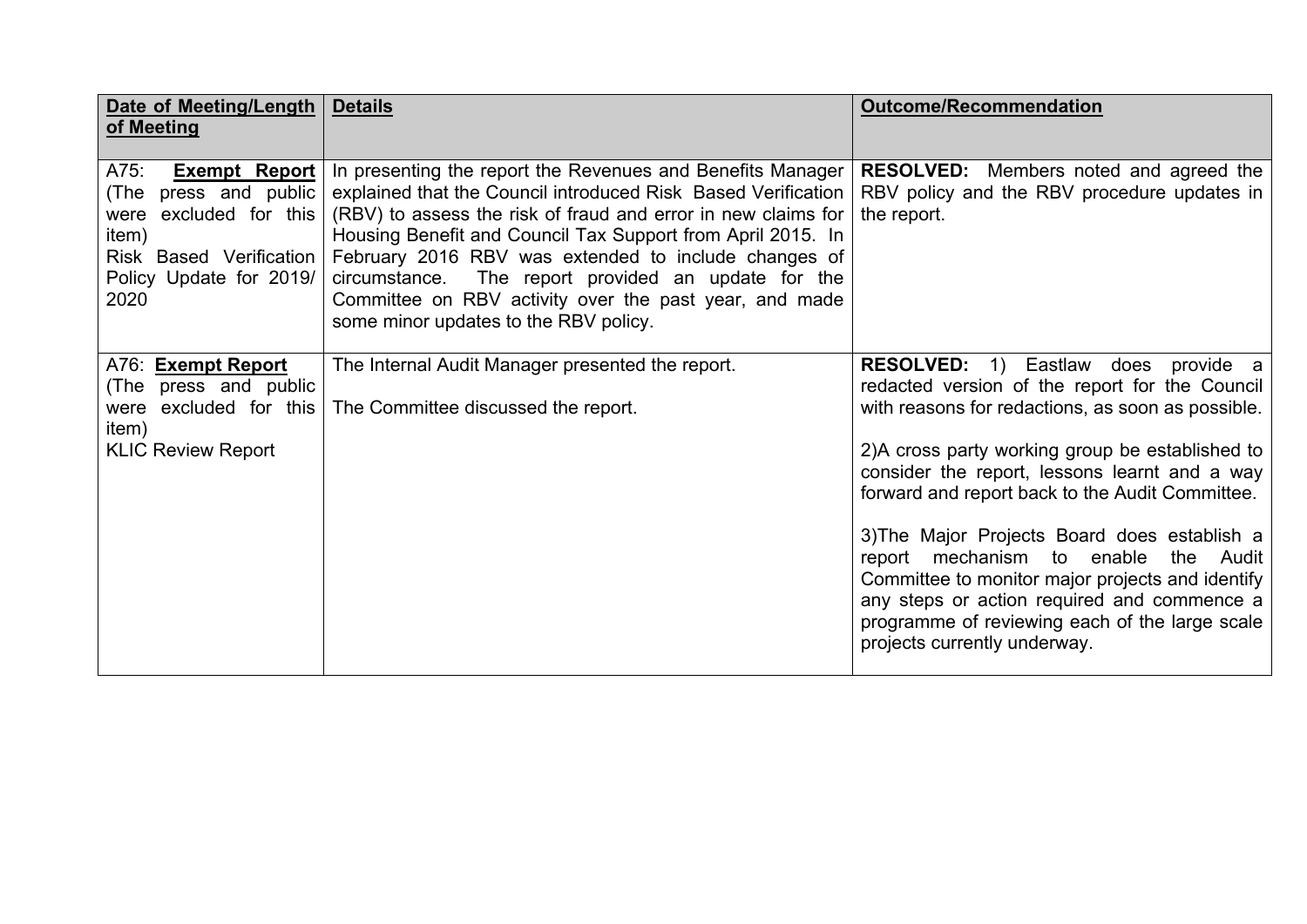| Date of Meeting/Length of Meeting | Details | Outcome/Recommendation |
| --- | --- | --- |
| A75: **Exempt Report** (The press and public were excluded for this item)<br>Risk Based Verification Policy Update for 2019/ 2020 | In presenting the report the Revenues and Benefits Manager explained that the Council introduced Risk Based Verification (RBV) to assess the risk of fraud and error in new claims for Housing Benefit and Council Tax Support from April 2015. In February 2016 RBV was extended to include changes of circumstance. The report provided an update for the Committee on RBV activity over the past year, and made some minor updates to the RBV policy. | **RESOLVED:** Members noted and agreed the RBV policy and the RBV procedure updates in the report. |
| A76: **Exempt Report** (The press and public were excluded for this item)<br>KLIC Review Report | The Internal Audit Manager presented the report.<br><br>The Committee discussed the report. | **RESOLVED:** 1) Eastlaw does provide a redacted version of the report for the Council with reasons for redactions, as soon as possible.<br><br>2)A cross party working group be established to consider the report, lessons learnt and a way forward and report back to the Audit Committee.<br><br>3)The Major Projects Board does establish a report mechanism to enable the Audit Committee to monitor major projects and identify any steps or action required and commence a programme of reviewing each of the large scale projects currently underway. |